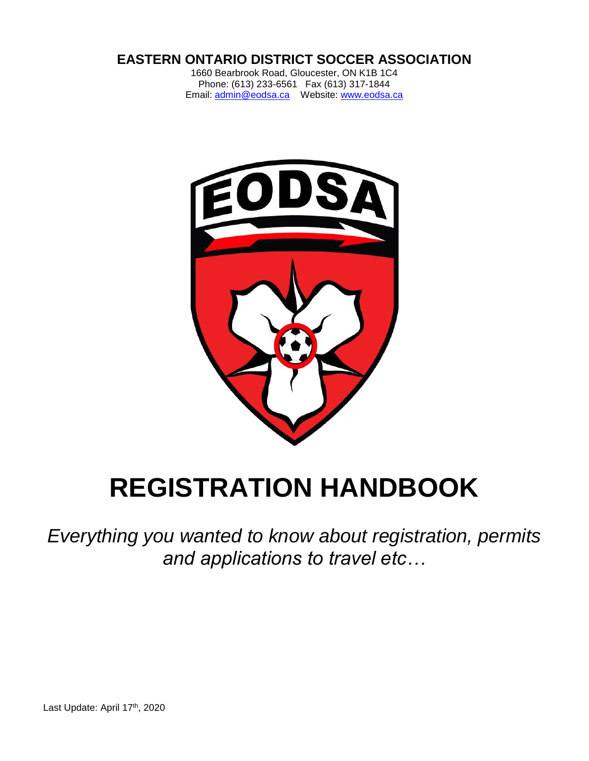**EASTERN ONTARIO DISTRICT SOCCER ASSOCIATION**

1660 Bearbrook Road, Gloucester, ON K1B 1C4
Phone: (613) 233-6561 Fax (613) 317-1844
Email: admin@eodsa.ca Website: www.eodsa.ca

# REGISTRATION HANDBOOK

*Everything you wanted to know about registration, permits and applications to travel etc…*

Last Update: April 17th, 2020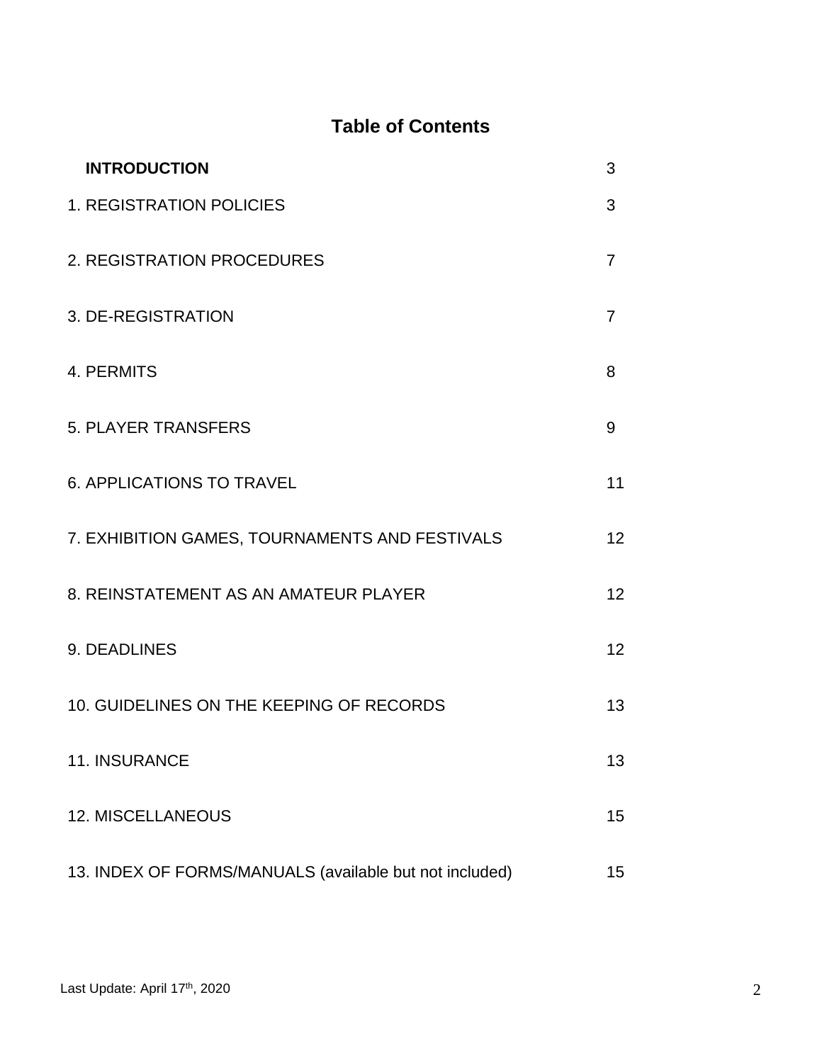## Table of Contents

| | |
|---|---|
| **INTRODUCTION** | 3 |
| 1. REGISTRATION POLICIES | 3 |
| 2. REGISTRATION PROCEDURES | 7 |
| 3. DE-REGISTRATION | 7 |
| 4. PERMITS | 8 |
| 5. PLAYER TRANSFERS | 9 |
| 6. APPLICATIONS TO TRAVEL | 11 |
| 7. EXHIBITION GAMES, TOURNAMENTS AND FESTIVALS | 12 |
| 8. REINSTATEMENT AS AN AMATEUR PLAYER | 12 |
| 9. DEADLINES | 12 |
| 10. GUIDELINES ON THE KEEPING OF RECORDS | 13 |
| 11. INSURANCE | 13 |
| 12. MISCELLANEOUS | 15 |
| 13. INDEX OF FORMS/MANUALS (available but not included) | 15 |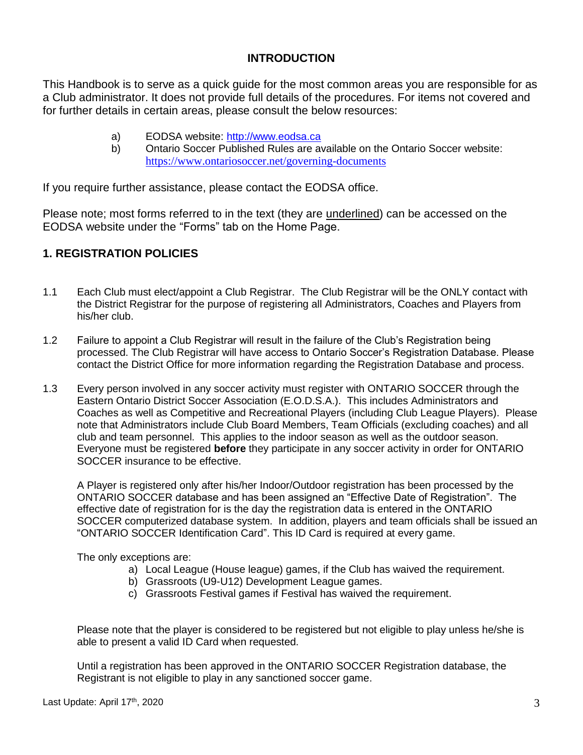## INTRODUCTION

This Handbook is to serve as a quick guide for the most common areas you are responsible for as a Club administrator. It does not provide full details of the procedures. For items not covered and for further details in certain areas, please consult the below resources:

a) EODSA website: [http://www.eodsa.ca](http://www.eodsa.ca)
b) Ontario Soccer Published Rules are available on the Ontario Soccer website: [https://www.ontariosoccer.net/governing-documents](https://www.ontariosoccer.net/governing-documents)

If you require further assistance, please contact the EODSA office.

Please note; most forms referred to in the text (they are <u>underlined</u>) can be accessed on the EODSA website under the "Forms" tab on the Home Page.

## 1. REGISTRATION POLICIES

1.1 Each Club must elect/appoint a Club Registrar. The Club Registrar will be the ONLY contact with the District Registrar for the purpose of registering all Administrators, Coaches and Players from his/her club.

1.2 Failure to appoint a Club Registrar will result in the failure of the Club's Registration being processed. The Club Registrar will have access to Ontario Soccer's Registration Database. Please contact the District Office for more information regarding the Registration Database and process.

1.3 Every person involved in any soccer activity must register with ONTARIO SOCCER through the Eastern Ontario District Soccer Association (E.O.D.S.A.). This includes Administrators and Coaches as well as Competitive and Recreational Players (including Club League Players). Please note that Administrators include Club Board Members, Team Officials (excluding coaches) and all club and team personnel. This applies to the indoor season as well as the outdoor season. Everyone must be registered **before** they participate in any soccer activity in order for ONTARIO SOCCER insurance to be effective.

A Player is registered only after his/her Indoor/Outdoor registration has been processed by the ONTARIO SOCCER database and has been assigned an "Effective Date of Registration". The effective date of registration for is the day the registration data is entered in the ONTARIO SOCCER computerized database system. In addition, players and team officials shall be issued an "ONTARIO SOCCER Identification Card". This ID Card is required at every game.

The only exceptions are:

a) Local League (House league) games, if the Club has waived the requirement.
b) Grassroots (U9-U12) Development League games.
c) Grassroots Festival games if Festival has waived the requirement.

Please note that the player is considered to be registered but not eligible to play unless he/she is able to present a valid ID Card when requested.

Until a registration has been approved in the ONTARIO SOCCER Registration database, the Registrant is not eligible to play in any sanctioned soccer game.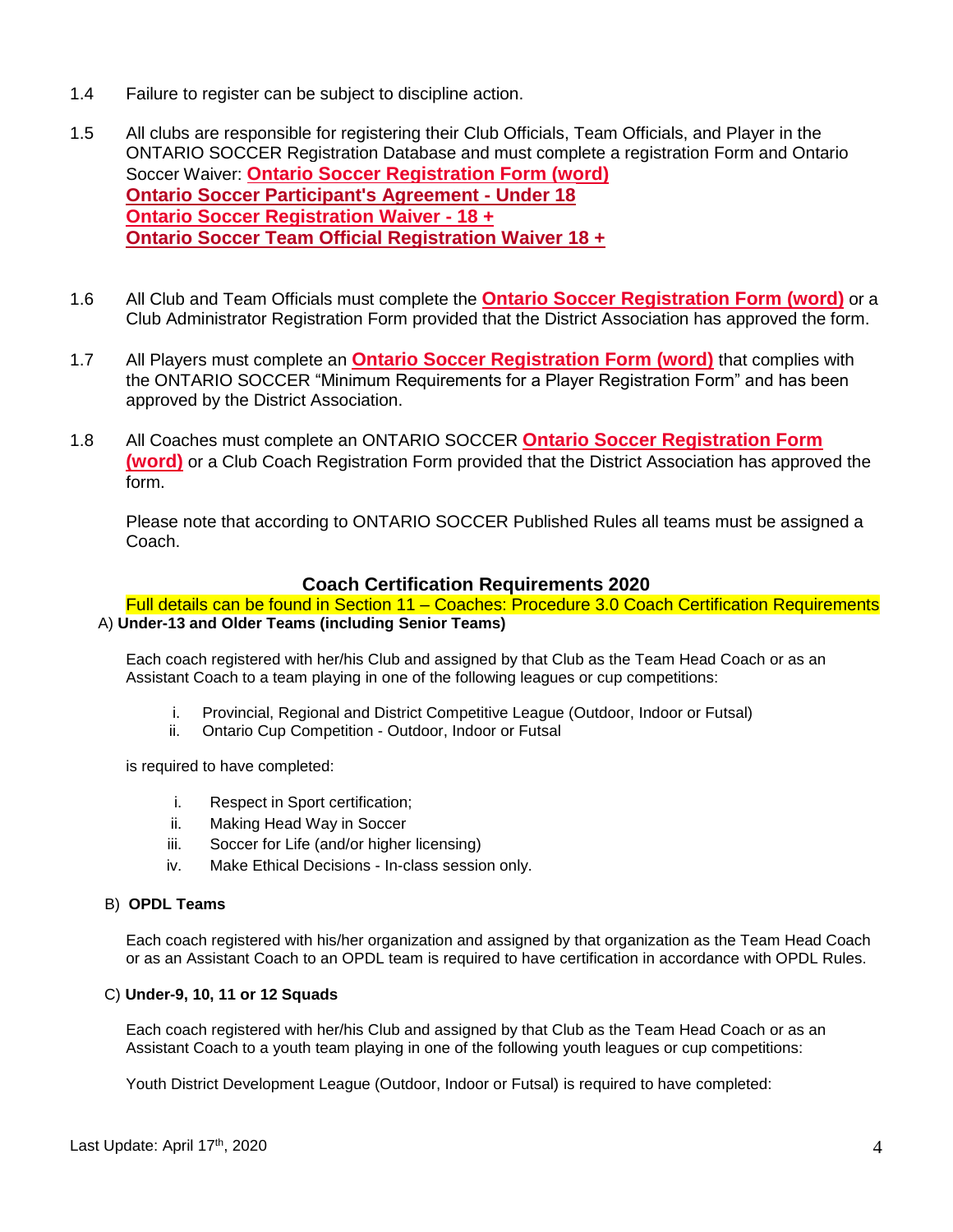1.4 Failure to register can be subject to discipline action.

1.5 All clubs are responsible for registering their Club Officials, Team Officials, and Player in the ONTARIO SOCCER Registration Database and must complete a registration Form and Ontario Soccer Waiver: **Ontario Soccer Registration Form (word)**
**Ontario Soccer Participant's Agreement - Under 18**
**Ontario Soccer Registration Waiver - 18 +**
**Ontario Soccer Team Official Registration Waiver 18 +**

1.6 All Club and Team Officials must complete the **Ontario Soccer Registration Form (word)** or a Club Administrator Registration Form provided that the District Association has approved the form.

1.7 All Players must complete an **Ontario Soccer Registration Form (word)** that complies with the ONTARIO SOCCER "Minimum Requirements for a Player Registration Form" and has been approved by the District Association.

1.8 All Coaches must complete an ONTARIO SOCCER **Ontario Soccer Registration Form (word)** or a Club Coach Registration Form provided that the District Association has approved the form.

Please note that according to ONTARIO SOCCER Published Rules all teams must be assigned a Coach.

## Coach Certification Requirements 2020

Full details can be found in Section 11 – Coaches: Procedure 3.0 Coach Certification Requirements

A) **Under-13 and Older Teams (including Senior Teams)**

Each coach registered with her/his Club and assigned by that Club as the Team Head Coach or as an Assistant Coach to a team playing in one of the following leagues or cup competitions:

i. Provincial, Regional and District Competitive League (Outdoor, Indoor or Futsal)
ii. Ontario Cup Competition - Outdoor, Indoor or Futsal

is required to have completed:

i. Respect in Sport certification;
ii. Making Head Way in Soccer
iii. Soccer for Life (and/or higher licensing)
iv. Make Ethical Decisions - In-class session only.

B) **OPDL Teams**

Each coach registered with his/her organization and assigned by that organization as the Team Head Coach or as an Assistant Coach to an OPDL team is required to have certification in accordance with OPDL Rules.

C) **Under-9, 10, 11 or 12 Squads**

Each coach registered with her/his Club and assigned by that Club as the Team Head Coach or as an Assistant Coach to a youth team playing in one of the following youth leagues or cup competitions:

Youth District Development League (Outdoor, Indoor or Futsal) is required to have completed: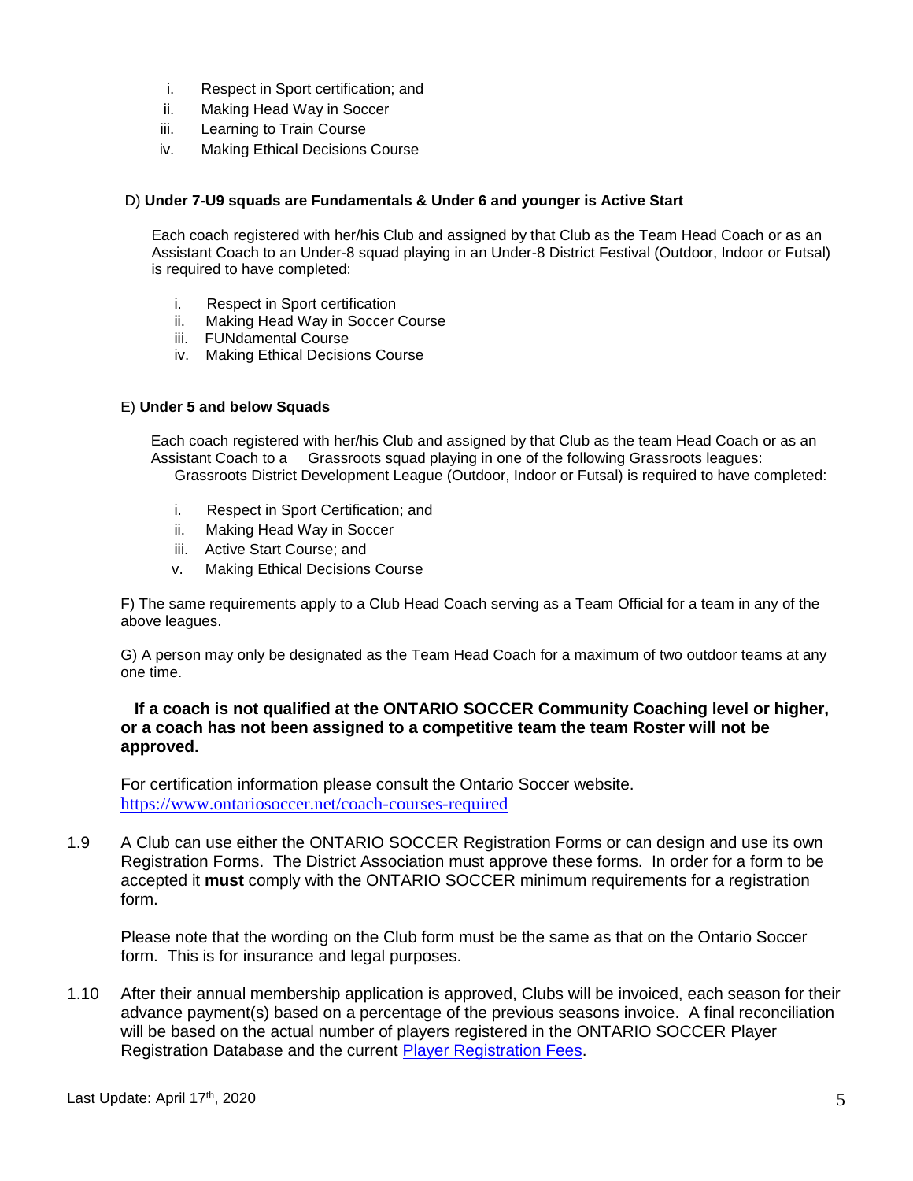i. Respect in Sport certification; and
ii. Making Head Way in Soccer
iii. Learning to Train Course
iv. Making Ethical Decisions Course

D) **Under 7-U9 squads are Fundamentals & Under 6 and younger is Active Start**

Each coach registered with her/his Club and assigned by that Club as the Team Head Coach or as an Assistant Coach to an Under-8 squad playing in an Under-8 District Festival (Outdoor, Indoor or Futsal) is required to have completed:

i. Respect in Sport certification
ii. Making Head Way in Soccer Course
iii. FUNdamental Course
iv. Making Ethical Decisions Course

E) **Under 5 and below Squads**

Each coach registered with her/his Club and assigned by that Club as the team Head Coach or as an Assistant Coach to a Grassroots squad playing in one of the following Grassroots leagues: Grassroots District Development League (Outdoor, Indoor or Futsal) is required to have completed:

i. Respect in Sport Certification; and
ii. Making Head Way in Soccer
iii. Active Start Course; and
v. Making Ethical Decisions Course

F) The same requirements apply to a Club Head Coach serving as a Team Official for a team in any of the above leagues.

G) A person may only be designated as the Team Head Coach for a maximum of two outdoor teams at any one time.

**If a coach is not qualified at the ONTARIO SOCCER Community Coaching level or higher, or a coach has not been assigned to a competitive team the team Roster will not be approved.**

For certification information please consult the Ontario Soccer website. https://www.ontariosoccer.net/coach-courses-required

1.9 A Club can use either the ONTARIO SOCCER Registration Forms or can design and use its own Registration Forms. The District Association must approve these forms. In order for a form to be accepted it **must** comply with the ONTARIO SOCCER minimum requirements for a registration form.

Please note that the wording on the Club form must be the same as that on the Ontario Soccer form. This is for insurance and legal purposes.

1.10 After their annual membership application is approved, Clubs will be invoiced, each season for their advance payment(s) based on a percentage of the previous seasons invoice. A final reconciliation will be based on the actual number of players registered in the ONTARIO SOCCER Player Registration Database and the current Player Registration Fees.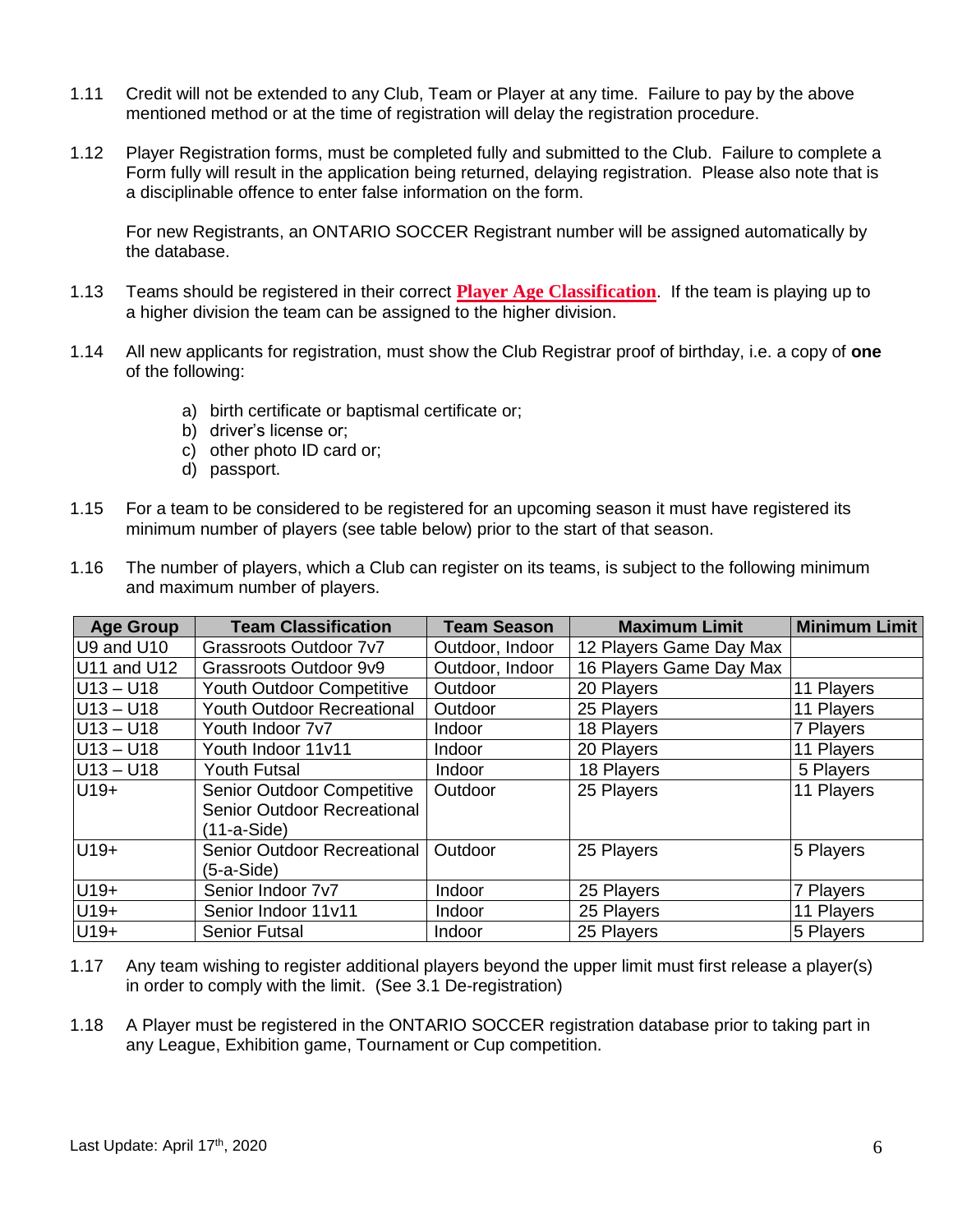1.11 Credit will not be extended to any Club, Team or Player at any time. Failure to pay by the above mentioned method or at the time of registration will delay the registration procedure.

1.12 Player Registration forms, must be completed fully and submitted to the Club. Failure to complete a Form fully will result in the application being returned, delaying registration. Please also note that is a disciplinable offence to enter false information on the form.

For new Registrants, an ONTARIO SOCCER Registrant number will be assigned automatically by the database.

1.13 Teams should be registered in their correct **Player Age Classification**. If the team is playing up to a higher division the team can be assigned to the higher division.

1.14 All new applicants for registration, must show the Club Registrar proof of birthday, i.e. a copy of **one** of the following:

a) birth certificate or baptismal certificate or;
b) driver's license or;
c) other photo ID card or;
d) passport.

1.15 For a team to be considered to be registered for an upcoming season it must have registered its minimum number of players (see table below) prior to the start of that season.

1.16 The number of players, which a Club can register on its teams, is subject to the following minimum and maximum number of players.

| Age Group | Team Classification | Team Season | Maximum Limit | Minimum Limit |
|---|---|---|---|---|
| U9 and U10 | Grassroots Outdoor 7v7 | Outdoor, Indoor | 12 Players Game Day Max | |
| U11 and U12 | Grassroots Outdoor 9v9 | Outdoor, Indoor | 16 Players Game Day Max | |
| U13 – U18 | Youth Outdoor Competitive | Outdoor | 20 Players | 11 Players |
| U13 – U18 | Youth Outdoor Recreational | Outdoor | 25 Players | 11 Players |
| U13 – U18 | Youth Indoor 7v7 | Indoor | 18 Players | 7 Players |
| U13 – U18 | Youth Indoor 11v11 | Indoor | 20 Players | 11 Players |
| U13 – U18 | Youth Futsal | Indoor | 18 Players | 5 Players |
| U19+ | Senior Outdoor Competitive Senior Outdoor Recreational (11-a-Side) | Outdoor | 25 Players | 11 Players |
| U19+ | Senior Outdoor Recreational (5-a-Side) | Outdoor | 25 Players | 5 Players |
| U19+ | Senior Indoor 7v7 | Indoor | 25 Players | 7 Players |
| U19+ | Senior Indoor 11v11 | Indoor | 25 Players | 11 Players |
| U19+ | Senior Futsal | Indoor | 25 Players | 5 Players |

1.17 Any team wishing to register additional players beyond the upper limit must first release a player(s) in order to comply with the limit. (See 3.1 De-registration)

1.18 A Player must be registered in the ONTARIO SOCCER registration database prior to taking part in any League, Exhibition game, Tournament or Cup competition.

Last Update: April 17th, 2020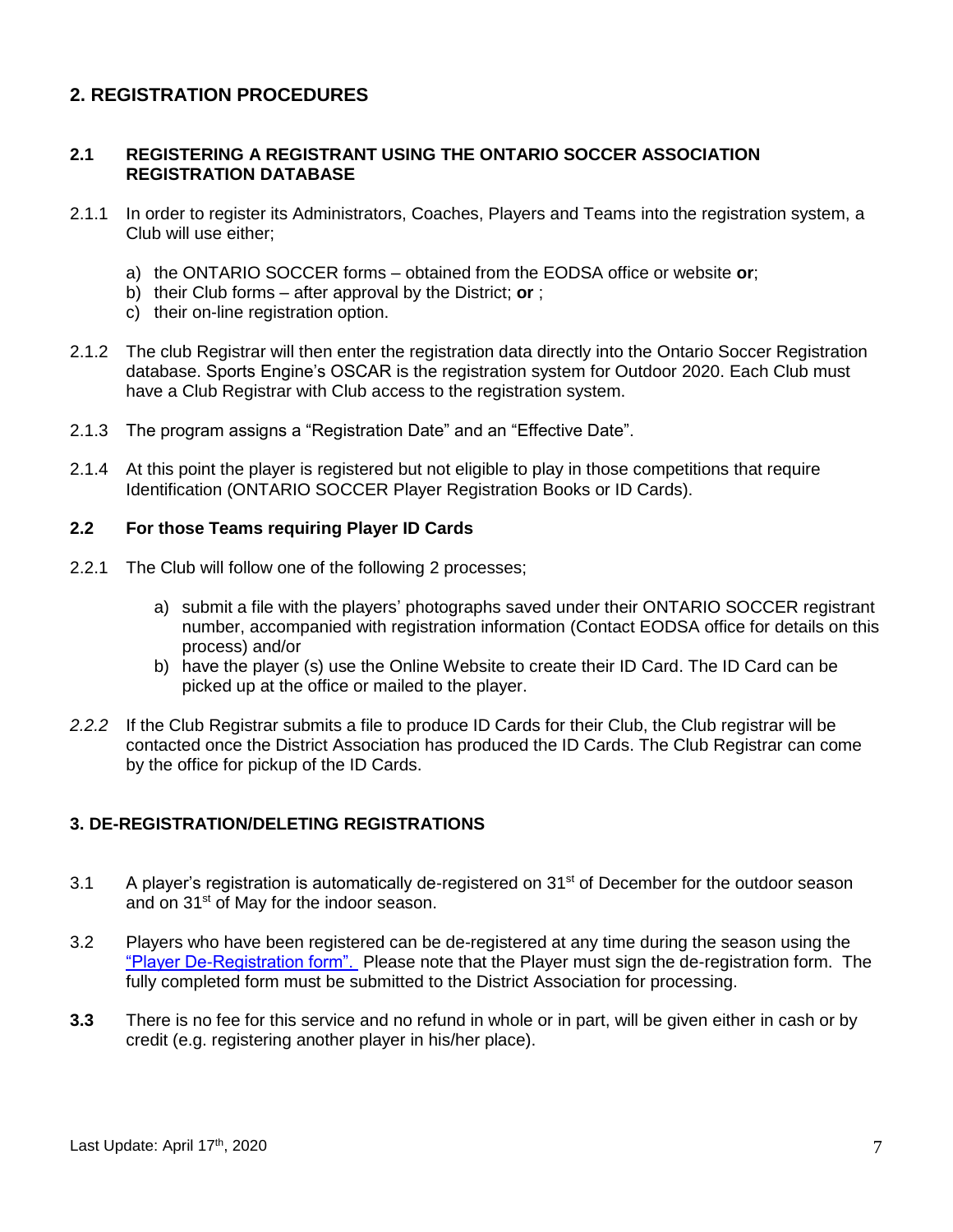## 2. REGISTRATION PROCEDURES

### 2.1 REGISTERING A REGISTRANT USING THE ONTARIO SOCCER ASSOCIATION REGISTRATION DATABASE

2.1.1 In order to register its Administrators, Coaches, Players and Teams into the registration system, a Club will use either;

a) the ONTARIO SOCCER forms – obtained from the EODSA office or website **or**;
b) their Club forms – after approval by the District; **or** ;
c) their on-line registration option.

2.1.2 The club Registrar will then enter the registration data directly into the Ontario Soccer Registration database. Sports Engine's OSCAR is the registration system for Outdoor 2020. Each Club must have a Club Registrar with Club access to the registration system.

2.1.3 The program assigns a "Registration Date" and an "Effective Date".

2.1.4 At this point the player is registered but not eligible to play in those competitions that require Identification (ONTARIO SOCCER Player Registration Books or ID Cards).

### 2.2 For those Teams requiring Player ID Cards

2.2.1 The Club will follow one of the following 2 processes;

a) submit a file with the players' photographs saved under their ONTARIO SOCCER registrant number, accompanied with registration information (Contact EODSA office for details on this process) and/or
b) have the player (s) use the Online Website to create their ID Card. The ID Card can be picked up at the office or mailed to the player.

*2.2.2* If the Club Registrar submits a file to produce ID Cards for their Club, the Club registrar will be contacted once the District Association has produced the ID Cards. The Club Registrar can come by the office for pickup of the ID Cards.

## 3. DE-REGISTRATION/DELETING REGISTRATIONS

3.1 A player's registration is automatically de-registered on 31st of December for the outdoor season and on 31st of May for the indoor season.

3.2 Players who have been registered can be de-registered at any time during the season using the "Player De-Registration form". Please note that the Player must sign the de-registration form. The fully completed form must be submitted to the District Association for processing.

**3.3** There is no fee for this service and no refund in whole or in part, will be given either in cash or by credit (e.g. registering another player in his/her place).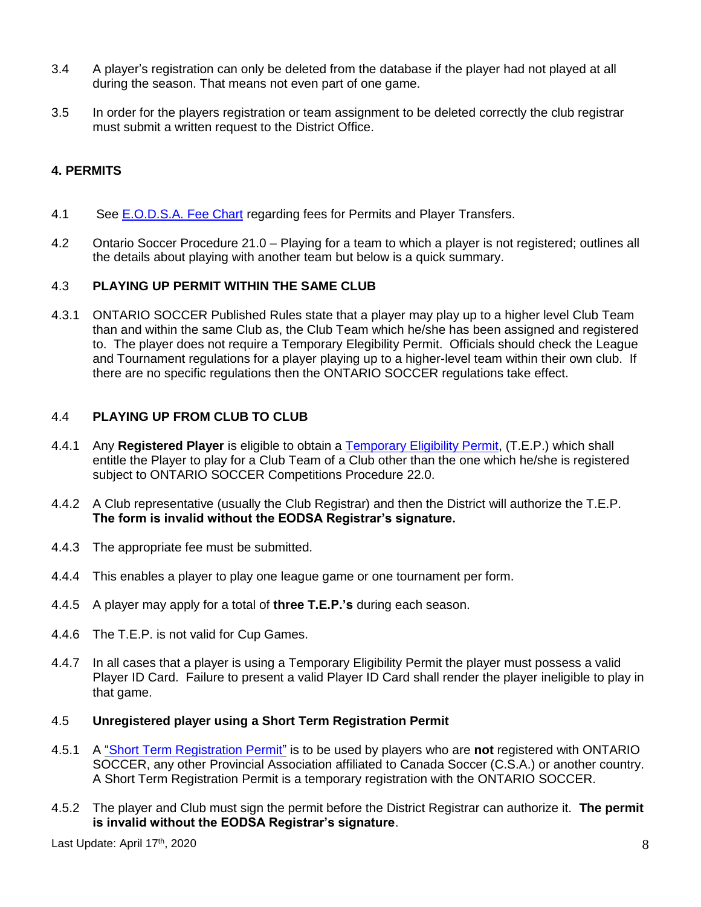3.4 A player's registration can only be deleted from the database if the player had not played at all during the season. That means not even part of one game.

3.5 In order for the players registration or team assignment to be deleted correctly the club registrar must submit a written request to the District Office.

## 4. PERMITS

4.1 See E.O.D.S.A. Fee Chart regarding fees for Permits and Player Transfers.

4.2 Ontario Soccer Procedure 21.0 – Playing for a team to which a player is not registered; outlines all the details about playing with another team but below is a quick summary.

### 4.3 PLAYING UP PERMIT WITHIN THE SAME CLUB

4.3.1 ONTARIO SOCCER Published Rules state that a player may play up to a higher level Club Team than and within the same Club as, the Club Team which he/she has been assigned and registered to. The player does not require a Temporary Elegibility Permit. Officials should check the League and Tournament regulations for a player playing up to a higher-level team within their own club. If there are no specific regulations then the ONTARIO SOCCER regulations take effect.

### 4.4 PLAYING UP FROM CLUB TO CLUB

4.4.1 Any **Registered Player** is eligible to obtain a Temporary Eligibility Permit, (T.E.P.) which shall entitle the Player to play for a Club Team of a Club other than the one which he/she is registered subject to ONTARIO SOCCER Competitions Procedure 22.0.

4.4.2 A Club representative (usually the Club Registrar) and then the District will authorize the T.E.P. **The form is invalid without the EODSA Registrar's signature.**

4.4.3 The appropriate fee must be submitted.

4.4.4 This enables a player to play one league game or one tournament per form.

4.4.5 A player may apply for a total of **three T.E.P.'s** during each season.

4.4.6 The T.E.P. is not valid for Cup Games.

4.4.7 In all cases that a player is using a Temporary Eligibility Permit the player must possess a valid Player ID Card. Failure to present a valid Player ID Card shall render the player ineligible to play in that game.

### 4.5 Unregistered player using a Short Term Registration Permit

4.5.1 A "Short Term Registration Permit" is to be used by players who are **not** registered with ONTARIO SOCCER, any other Provincial Association affiliated to Canada Soccer (C.S.A.) or another country. A Short Term Registration Permit is a temporary registration with the ONTARIO SOCCER.

4.5.2 The player and Club must sign the permit before the District Registrar can authorize it. **The permit is invalid without the EODSA Registrar's signature**.

Last Update: April 17th, 2020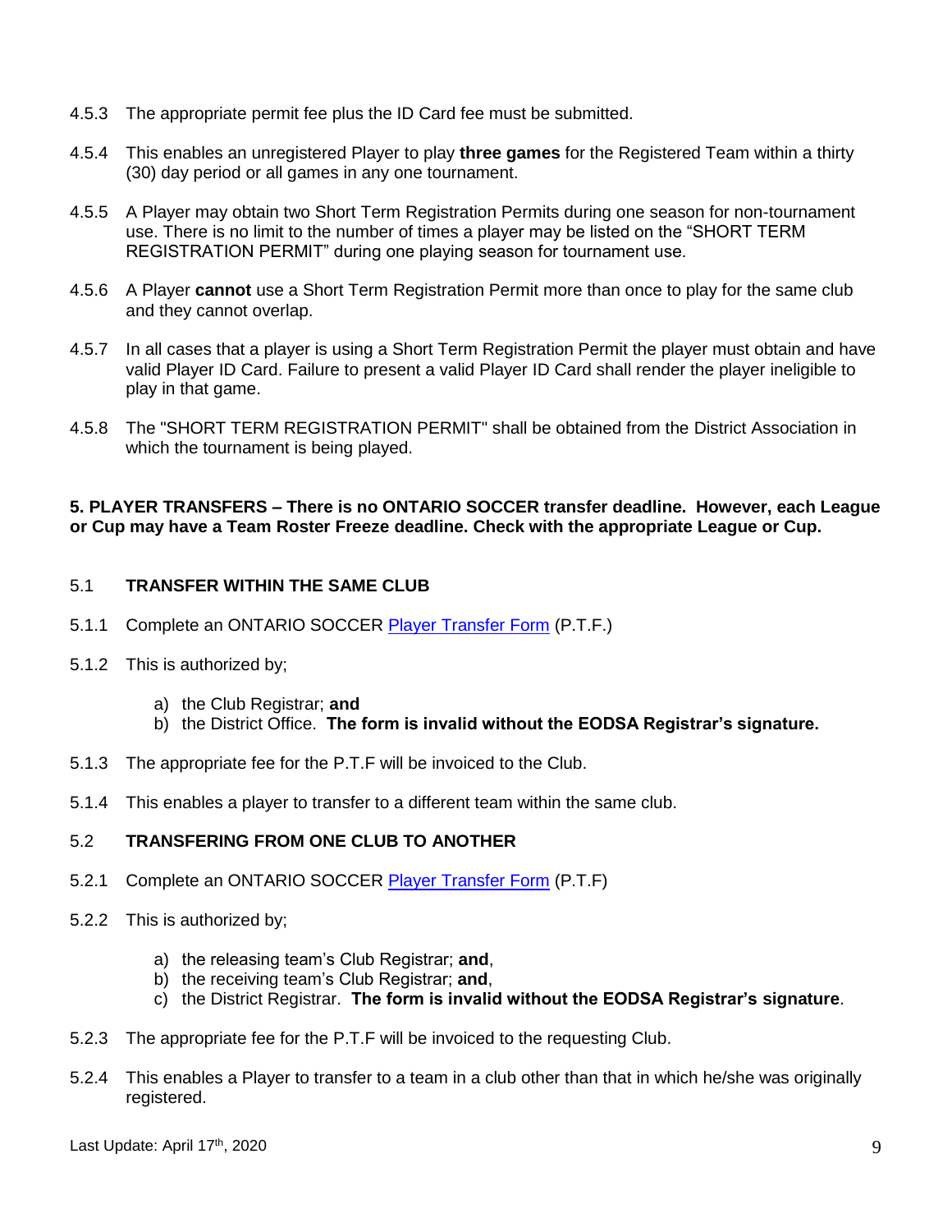4.5.3 The appropriate permit fee plus the ID Card fee must be submitted.

4.5.4 This enables an unregistered Player to play **three games** for the Registered Team within a thirty (30) day period or all games in any one tournament.

4.5.5 A Player may obtain two Short Term Registration Permits during one season for non-tournament use. There is no limit to the number of times a player may be listed on the "SHORT TERM REGISTRATION PERMIT" during one playing season for tournament use.

4.5.6 A Player **cannot** use a Short Term Registration Permit more than once to play for the same club and they cannot overlap.

4.5.7 In all cases that a player is using a Short Term Registration Permit the player must obtain and have valid Player ID Card. Failure to present a valid Player ID Card shall render the player ineligible to play in that game.

4.5.8 The "SHORT TERM REGISTRATION PERMIT" shall be obtained from the District Association in which the tournament is being played.

## 5. PLAYER TRANSFERS – There is no ONTARIO SOCCER transfer deadline. However, each League or Cup may have a Team Roster Freeze deadline. Check with the appropriate League or Cup.

### 5.1 TRANSFER WITHIN THE SAME CLUB

5.1.1 Complete an ONTARIO SOCCER Player Transfer Form (P.T.F.)

5.1.2 This is authorized by;

a) the Club Registrar; **and**
b) the District Office. **The form is invalid without the EODSA Registrar's signature.**

5.1.3 The appropriate fee for the P.T.F will be invoiced to the Club.

5.1.4 This enables a player to transfer to a different team within the same club.

### 5.2 TRANSFERING FROM ONE CLUB TO ANOTHER

5.2.1 Complete an ONTARIO SOCCER Player Transfer Form (P.T.F)

5.2.2 This is authorized by;

a) the releasing team's Club Registrar; **and**,
b) the receiving team's Club Registrar; **and**,
c) the District Registrar. **The form is invalid without the EODSA Registrar's signature**.

5.2.3 The appropriate fee for the P.T.F will be invoiced to the requesting Club.

5.2.4 This enables a Player to transfer to a team in a club other than that in which he/she was originally registered.

Last Update: April 17th, 2020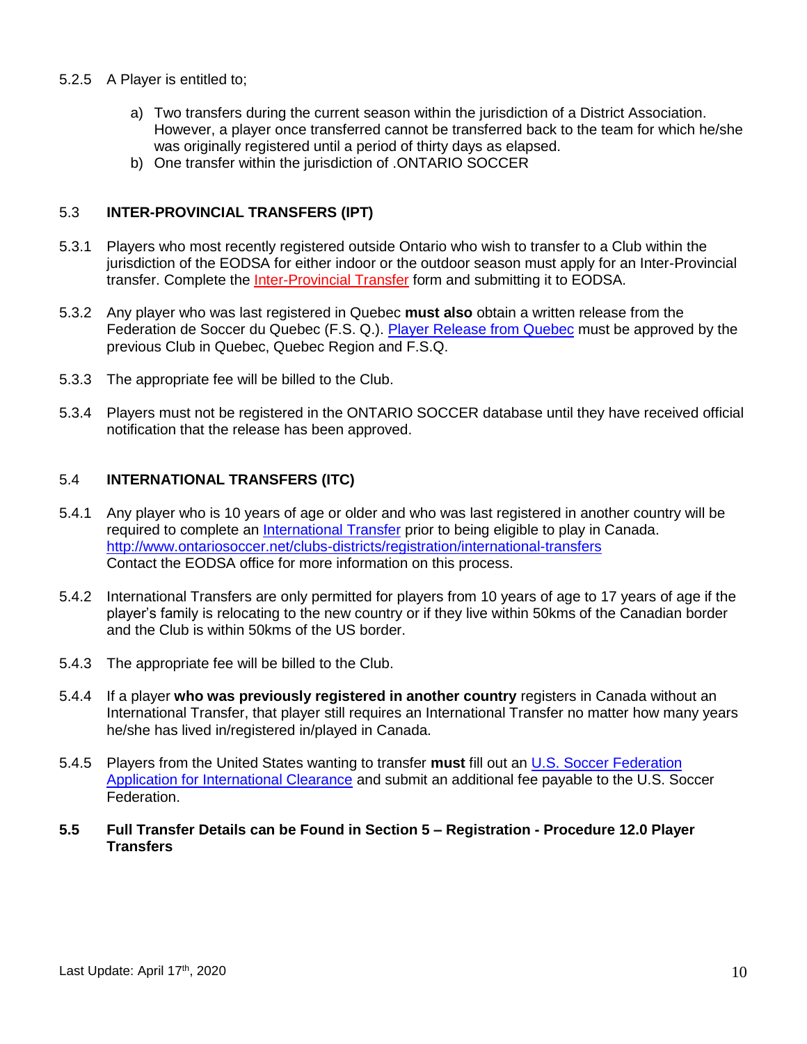5.2.5 A Player is entitled to;

a) Two transfers during the current season within the jurisdiction of a District Association. However, a player once transferred cannot be transferred back to the team for which he/she was originally registered until a period of thirty days as elapsed.
b) One transfer within the jurisdiction of .ONTARIO SOCCER

### 5.3 INTER-PROVINCIAL TRANSFERS (IPT)

5.3.1 Players who most recently registered outside Ontario who wish to transfer to a Club within the jurisdiction of the EODSA for either indoor or the outdoor season must apply for an Inter-Provincial transfer. Complete the Inter-Provincial Transfer form and submitting it to EODSA.

5.3.2 Any player who was last registered in Quebec **must also** obtain a written release from the Federation de Soccer du Quebec (F.S. Q.). Player Release from Quebec must be approved by the previous Club in Quebec, Quebec Region and F.S.Q.

5.3.3 The appropriate fee will be billed to the Club.

5.3.4 Players must not be registered in the ONTARIO SOCCER database until they have received official notification that the release has been approved.

### 5.4 INTERNATIONAL TRANSFERS (ITC)

5.4.1 Any player who is 10 years of age or older and who was last registered in another country will be required to complete an International Transfer prior to being eligible to play in Canada. http://www.ontariosoccer.net/clubs-districts/registration/international-transfers Contact the EODSA office for more information on this process.

5.4.2 International Transfers are only permitted for players from 10 years of age to 17 years of age if the player's family is relocating to the new country or if they live within 50kms of the Canadian border and the Club is within 50kms of the US border.

5.4.3 The appropriate fee will be billed to the Club.

5.4.4 If a player **who was previously registered in another country** registers in Canada without an International Transfer, that player still requires an International Transfer no matter how many years he/she has lived in/registered in/played in Canada.

5.4.5 Players from the United States wanting to transfer **must** fill out an U.S. Soccer Federation Application for International Clearance and submit an additional fee payable to the U.S. Soccer Federation.

**5.5 Full Transfer Details can be Found in Section 5 – Registration - Procedure 12.0 Player Transfers**

Last Update: April 17th, 2020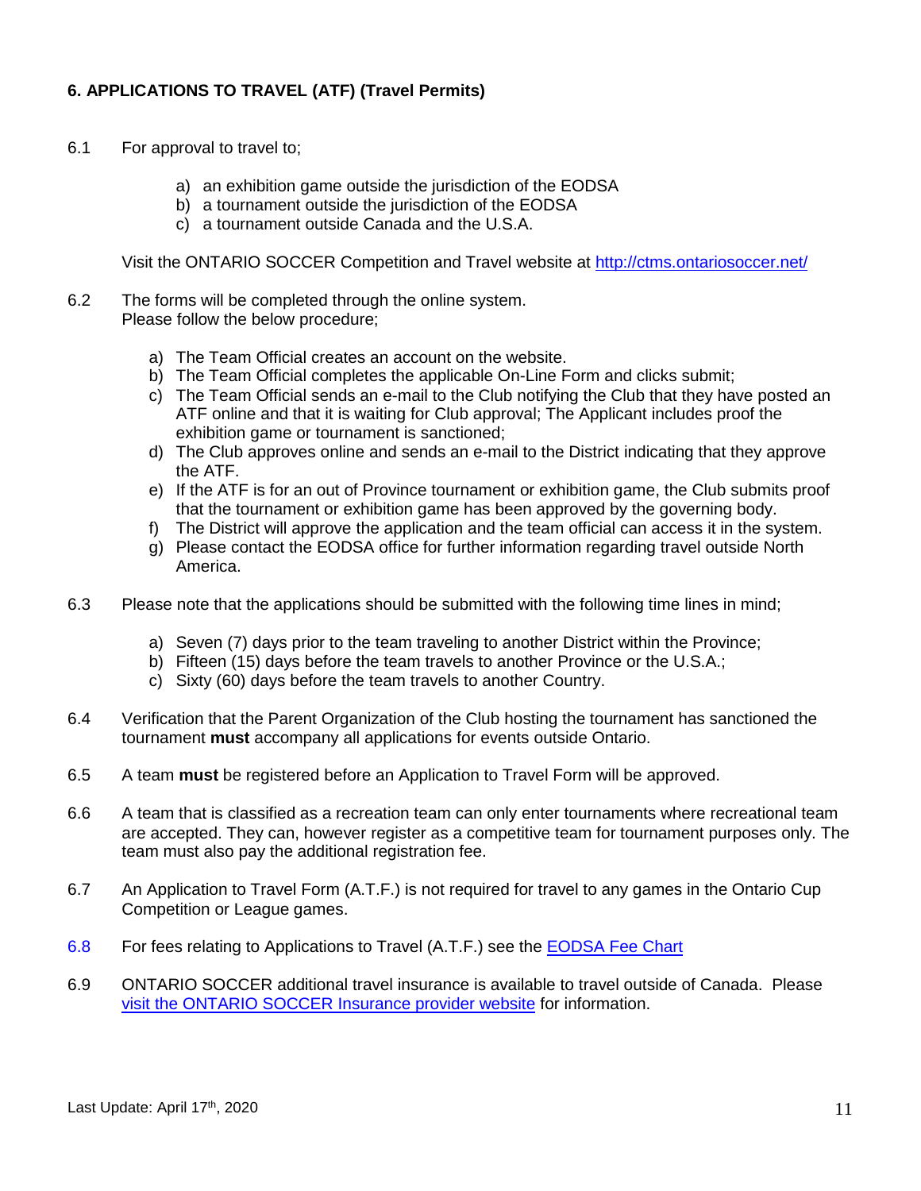## 6. APPLICATIONS TO TRAVEL (ATF) (Travel Permits)

6.1 For approval to travel to;

a) an exhibition game outside the jurisdiction of the EODSA
b) a tournament outside the jurisdiction of the EODSA
c) a tournament outside Canada and the U.S.A.

Visit the ONTARIO SOCCER Competition and Travel website at [http://ctms.ontariosoccer.net/](http://ctms.ontariosoccer.net/)

6.2 The forms will be completed through the online system. Please follow the below procedure;

a) The Team Official creates an account on the website.
b) The Team Official completes the applicable On-Line Form and clicks submit;
c) The Team Official sends an e-mail to the Club notifying the Club that they have posted an ATF online and that it is waiting for Club approval; The Applicant includes proof the exhibition game or tournament is sanctioned;
d) The Club approves online and sends an e-mail to the District indicating that they approve the ATF.
e) If the ATF is for an out of Province tournament or exhibition game, the Club submits proof that the tournament or exhibition game has been approved by the governing body.
f) The District will approve the application and the team official can access it in the system.
g) Please contact the EODSA office for further information regarding travel outside North America.

6.3 Please note that the applications should be submitted with the following time lines in mind;

a) Seven (7) days prior to the team traveling to another District within the Province;
b) Fifteen (15) days before the team travels to another Province or the U.S.A.;
c) Sixty (60) days before the team travels to another Country.

6.4 Verification that the Parent Organization of the Club hosting the tournament has sanctioned the tournament **must** accompany all applications for events outside Ontario.

6.5 A team **must** be registered before an Application to Travel Form will be approved.

6.6 A team that is classified as a recreation team can only enter tournaments where recreational team are accepted. They can, however register as a competitive team for tournament purposes only. The team must also pay the additional registration fee.

6.7 An Application to Travel Form (A.T.F.) is not required for travel to any games in the Ontario Cup Competition or League games.

6.8 For fees relating to Applications to Travel (A.T.F.) see the EODSA Fee Chart

6.9 ONTARIO SOCCER additional travel insurance is available to travel outside of Canada. Please visit the ONTARIO SOCCER Insurance provider website for information.

Last Update: April 17th, 2020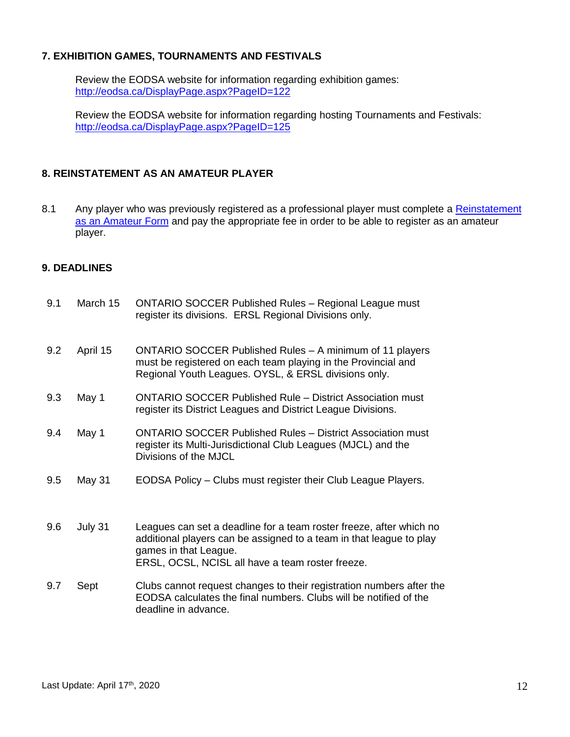## 7. EXHIBITION GAMES, TOURNAMENTS AND FESTIVALS

Review the EODSA website for information regarding exhibition games: [http://eodsa.ca/DisplayPage.aspx?PageID=122](http://eodsa.ca/DisplayPage.aspx?PageID=122)

Review the EODSA website for information regarding hosting Tournaments and Festivals: [http://eodsa.ca/DisplayPage.aspx?PageID=125](http://eodsa.ca/DisplayPage.aspx?PageID=125)

## 8. REINSTATEMENT AS AN AMATEUR PLAYER

8.1 Any player who was previously registered as a professional player must complete a [Reinstatement as an Amateur Form]() and pay the appropriate fee in order to be able to register as an amateur player.

## 9. DEADLINES

| | | |
|---|---|---|
| 9.1 | March 15 | ONTARIO SOCCER Published Rules – Regional League must register its divisions. ERSL Regional Divisions only. |
| 9.2 | April 15 | ONTARIO SOCCER Published Rules – A minimum of 11 players must be registered on each team playing in the Provincial and Regional Youth Leagues. OYSL, & ERSL divisions only. |
| 9.3 | May 1 | ONTARIO SOCCER Published Rule – District Association must register its District Leagues and District League Divisions. |
| 9.4 | May 1 | ONTARIO SOCCER Published Rules – District Association must register its Multi-Jurisdictional Club Leagues (MJCL) and the Divisions of the MJCL |
| 9.5 | May 31 | EODSA Policy – Clubs must register their Club League Players. |
| 9.6 | July 31 | Leagues can set a deadline for a team roster freeze, after which no additional players can be assigned to a team in that league to play games in that League.<br>ERSL, OCSL, NCISL all have a team roster freeze. |
| 9.7 | Sept | Clubs cannot request changes to their registration numbers after the EODSA calculates the final numbers. Clubs will be notified of the deadline in advance. |

Last Update: April 17th, 2020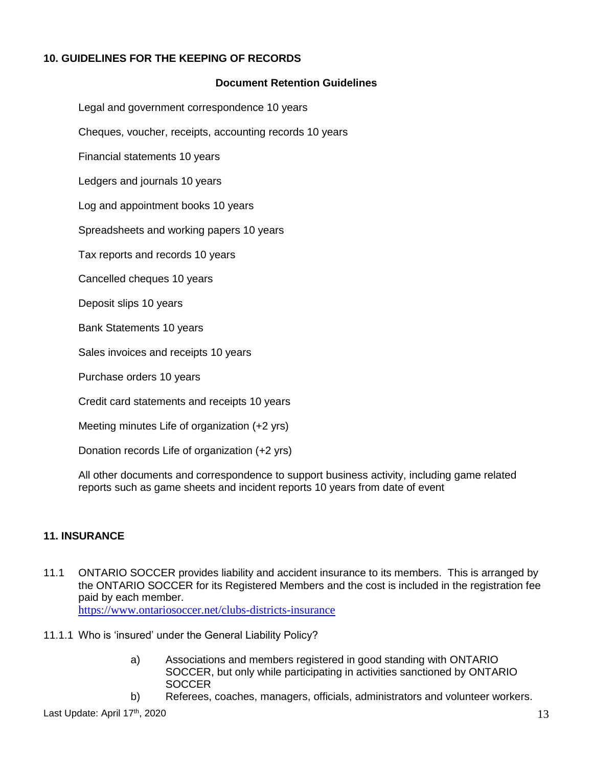## 10. GUIDELINES FOR THE KEEPING OF RECORDS

**Document Retention Guidelines**

Legal and government correspondence 10 years

Cheques, voucher, receipts, accounting records 10 years

Financial statements 10 years

Ledgers and journals 10 years

Log and appointment books 10 years

Spreadsheets and working papers 10 years

Tax reports and records 10 years

Cancelled cheques 10 years

Deposit slips 10 years

Bank Statements 10 years

Sales invoices and receipts 10 years

Purchase orders 10 years

Credit card statements and receipts 10 years

Meeting minutes Life of organization (+2 yrs)

Donation records Life of organization (+2 yrs)

All other documents and correspondence to support business activity, including game related reports such as game sheets and incident reports 10 years from date of event

## 11. INSURANCE

11.1 ONTARIO SOCCER provides liability and accident insurance to its members. This is arranged by the ONTARIO SOCCER for its Registered Members and the cost is included in the registration fee paid by each member.
https://www.ontariosoccer.net/clubs-districts-insurance

11.1.1 Who is 'insured' under the General Liability Policy?

a) Associations and members registered in good standing with ONTARIO SOCCER, but only while participating in activities sanctioned by ONTARIO SOCCER

b) Referees, coaches, managers, officials, administrators and volunteer workers.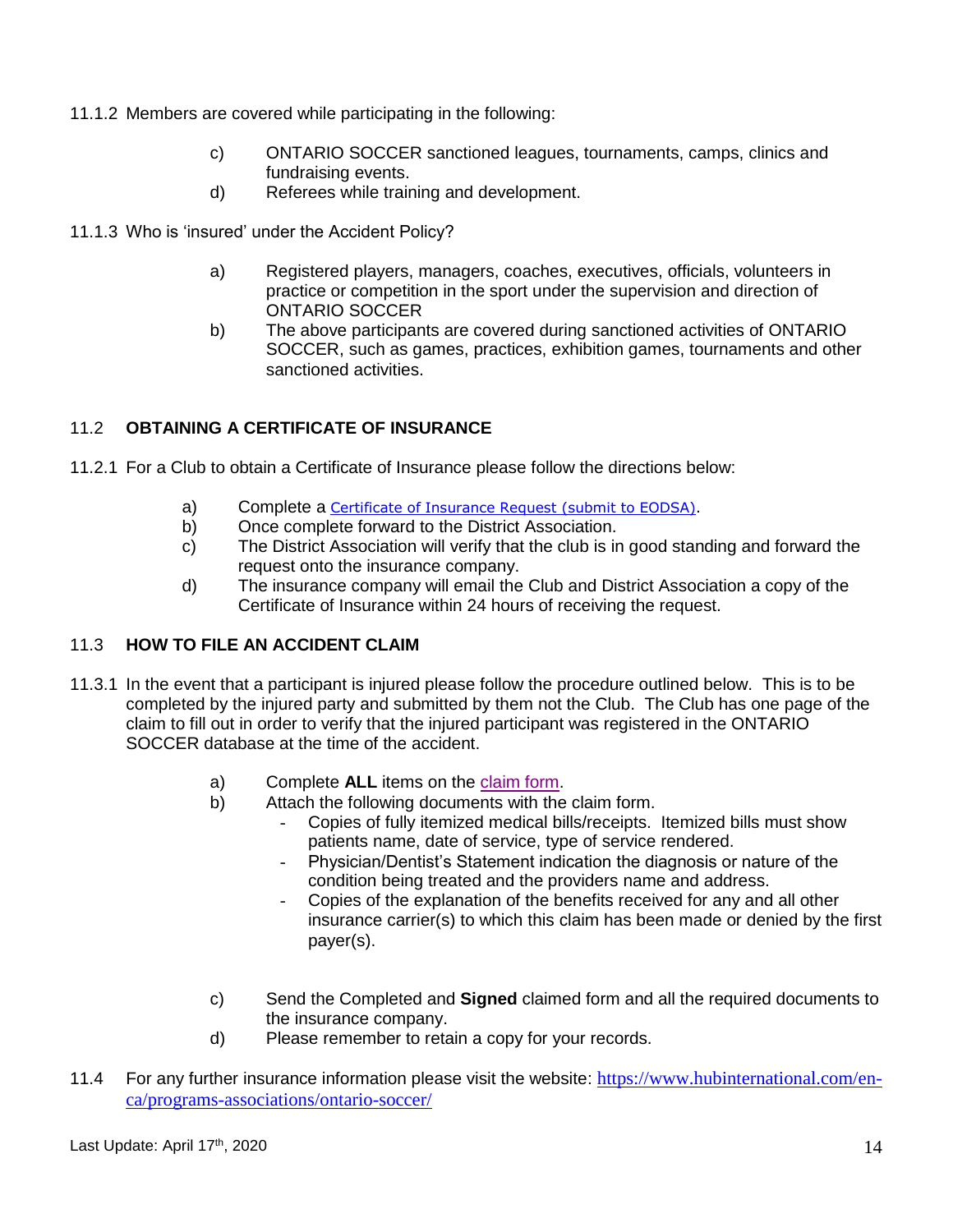11.1.2 Members are covered while participating in the following:

c) ONTARIO SOCCER sanctioned leagues, tournaments, camps, clinics and fundraising events.
d) Referees while training and development.

11.1.3 Who is 'insured' under the Accident Policy?

a) Registered players, managers, coaches, executives, officials, volunteers in practice or competition in the sport under the supervision and direction of ONTARIO SOCCER
b) The above participants are covered during sanctioned activities of ONTARIO SOCCER, such as games, practices, exhibition games, tournaments and other sanctioned activities.

## 11.2 OBTAINING A CERTIFICATE OF INSURANCE

11.2.1 For a Club to obtain a Certificate of Insurance please follow the directions below:

a) Complete a Certificate of Insurance Request (submit to EODSA).
b) Once complete forward to the District Association.
c) The District Association will verify that the club is in good standing and forward the request onto the insurance company.
d) The insurance company will email the Club and District Association a copy of the Certificate of Insurance within 24 hours of receiving the request.

## 11.3 HOW TO FILE AN ACCIDENT CLAIM

11.3.1 In the event that a participant is injured please follow the procedure outlined below. This is to be completed by the injured party and submitted by them not the Club. The Club has one page of the claim to fill out in order to verify that the injured participant was registered in the ONTARIO SOCCER database at the time of the accident.

a) Complete **ALL** items on the claim form.
b) Attach the following documents with the claim form.
   - Copies of fully itemized medical bills/receipts. Itemized bills must show patients name, date of service, type of service rendered.
   - Physician/Dentist's Statement indication the diagnosis or nature of the condition being treated and the providers name and address.
   - Copies of the explanation of the benefits received for any and all other insurance carrier(s) to which this claim has been made or denied by the first payer(s).

c) Send the Completed and **Signed** claimed form and all the required documents to the insurance company.
d) Please remember to retain a copy for your records.

11.4 For any further insurance information please visit the website: https://www.hubinternational.com/en-ca/programs-associations/ontario-soccer/

Last Update: April 17th, 2020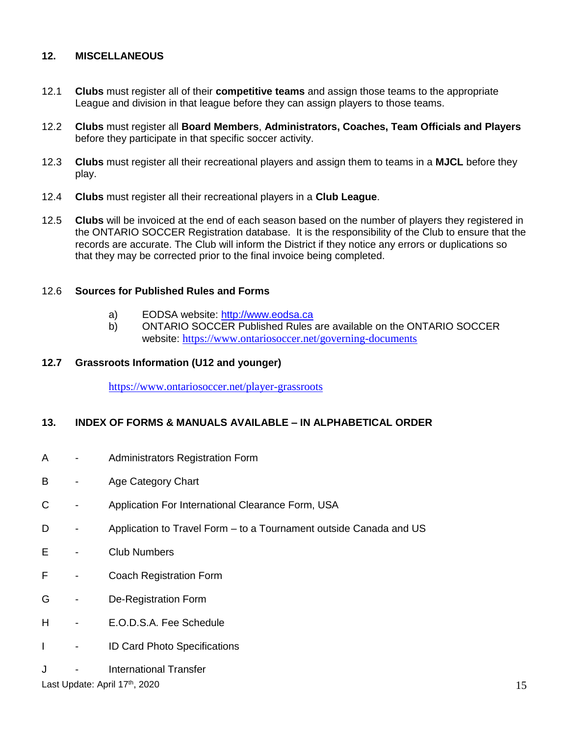## 12. MISCELLANEOUS

12.1 **Clubs** must register all of their **competitive teams** and assign those teams to the appropriate League and division in that league before they can assign players to those teams.

12.2 **Clubs** must register all **Board Members**, **Administrators, Coaches, Team Officials and Players** before they participate in that specific soccer activity.

12.3 **Clubs** must register all their recreational players and assign them to teams in a **MJCL** before they play.

12.4 **Clubs** must register all their recreational players in a **Club League**.

12.5 **Clubs** will be invoiced at the end of each season based on the number of players they registered in the ONTARIO SOCCER Registration database. It is the responsibility of the Club to ensure that the records are accurate. The Club will inform the District if they notice any errors or duplications so that they may be corrected prior to the final invoice being completed.

12.6 **Sources for Published Rules and Forms**

a) EODSA website: http://www.eodsa.ca
b) ONTARIO SOCCER Published Rules are available on the ONTARIO SOCCER website: https://www.ontariosoccer.net/governing-documents

**12.7 Grassroots Information (U12 and younger)**

https://www.ontariosoccer.net/player-grassroots

## 13. INDEX OF FORMS & MANUALS AVAILABLE – IN ALPHABETICAL ORDER

A - Administrators Registration Form

B - Age Category Chart

C - Application For International Clearance Form, USA

D - Application to Travel Form – to a Tournament outside Canada and US

E - Club Numbers

F - Coach Registration Form

G - De-Registration Form

H - E.O.D.S.A. Fee Schedule

I - ID Card Photo Specifications

J - International Transfer

Last Update: April 17th, 2020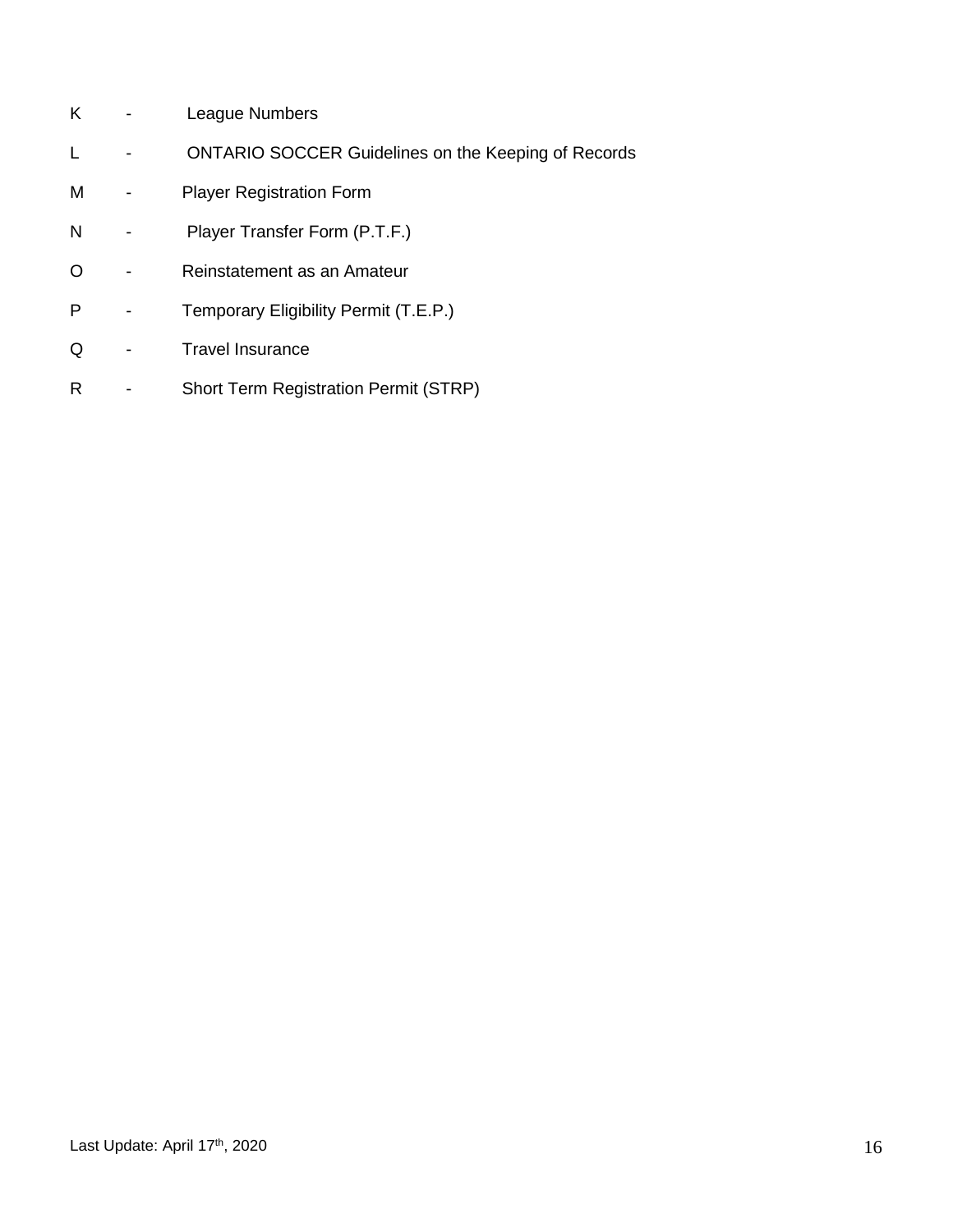K - League Numbers

L - ONTARIO SOCCER Guidelines on the Keeping of Records

M - Player Registration Form

N - Player Transfer Form (P.T.F.)

O - Reinstatement as an Amateur

P - Temporary Eligibility Permit (T.E.P.)

Q - Travel Insurance

R - Short Term Registration Permit (STRP)